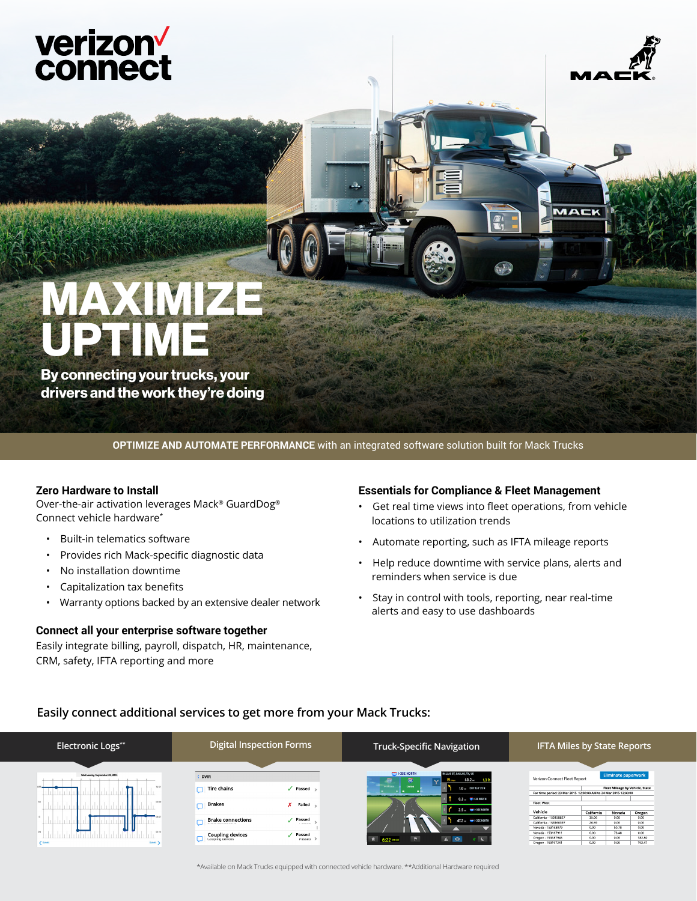verizon connect

MACK

# MAXIMIZE UPTIME

**By connecting your trucks, your drivers and the work they're doing**

**OPTIMIZE AND AUTOMATE PERFORMANCE** with an integrated software solution built for Mack Trucks

### Zero Hardware to Install

Over-the-air activation leverages Mack® GuardDog® Connect vehicle hardware*

- Built-in telematics software
- Provides rich Mack-specific diagnostic data
- No installation downtime
- Capitalization tax benefits
- Warranty options backed by an extensive dealer network

### Connect all your enterprise software together

Easily integrate billing, payroll, dispatch, HR, maintenance, CRM, safety, IFTA reporting and more

### Essentials for Compliance & Fleet Management

- Get real time views into fleet operations, from vehicle locations to utilization trends
- Automate reporting, such as IFTA mileage reports
- Help reduce downtime with service plans, alerts and reminders when service is due
- Stay in control with tools, reporting, near real-time alerts and easy to use dashboards

## Easily connect additional services to get more from your Mack Trucks:

Electronic Logs**

Digital Inspection Forms

Truck-Specific Navigation

IFTA Miles by State Reports

*Available on Mack Trucks equipped with connected vehicle hardware. **Additional Hardware required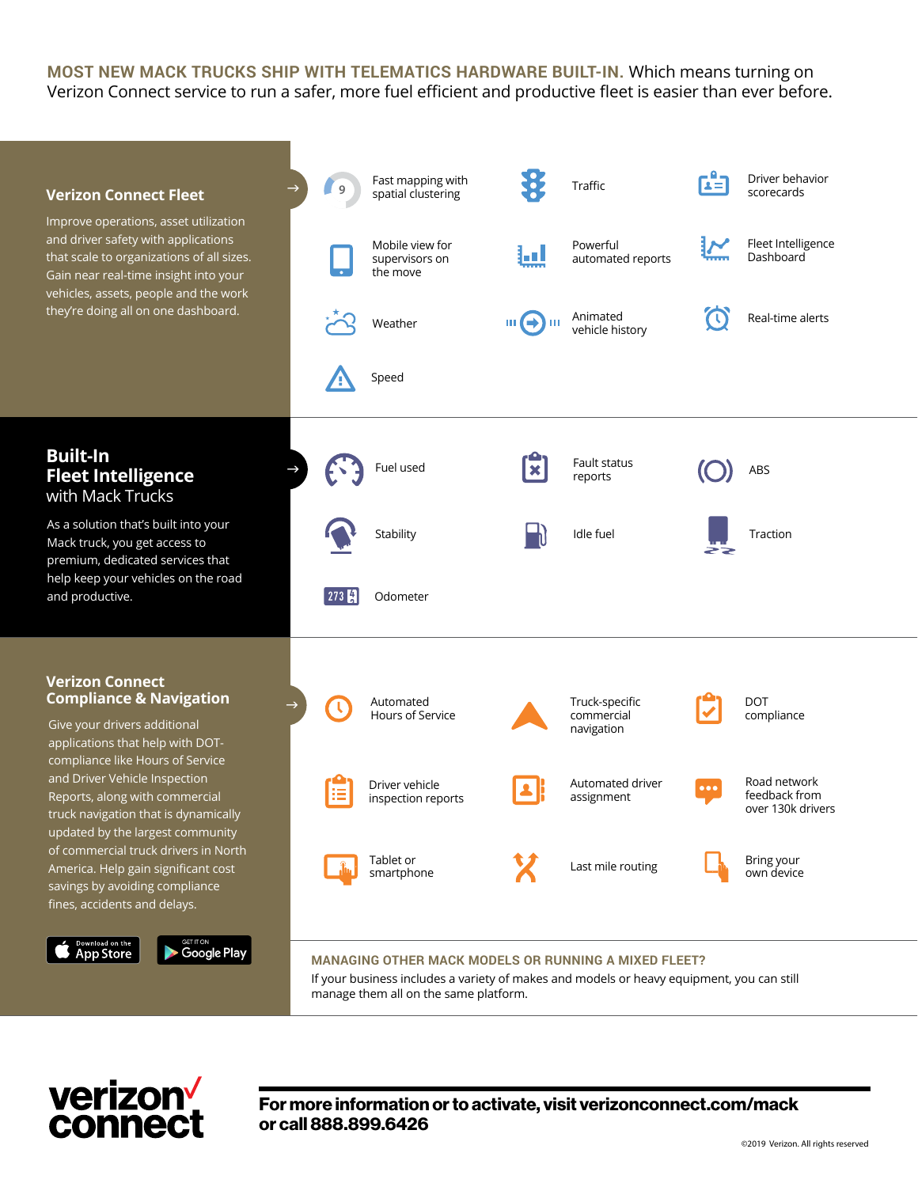**MOST NEW MACK TRUCKS SHIP WITH TELEMATICS HARDWARE BUILT-IN.** Which means turning on Verizon Connect service to run a safer, more fuel efficient and productive fleet is easier than ever before.

## Verizon Connect Fleet

Improve operations, asset utilization and driver safety with applications that scale to organizations of all sizes. Gain near real-time insight into your vehicles, assets, people and the work they're doing all on one dashboard.

- Fast mapping with spatial clustering
- Traffic
- Driver behavior scorecards
- Mobile view for supervisors on the move
- Powerful automated reports
- Fleet Intelligence Dashboard
- Weather
- Animated vehicle history
- Real-time alerts
- Speed

## Built-In Fleet Intelligence with Mack Trucks

As a solution that's built into your Mack truck, you get access to premium, dedicated services that help keep your vehicles on the road and productive.

- Fuel used
- Fault status reports
- ABS
- Stability
- Idle fuel
- Traction
- Odometer

## Verizon Connect Compliance & Navigation

Give your drivers additional applications that help with DOT-compliance like Hours of Service and Driver Vehicle Inspection Reports, along with commercial truck navigation that is dynamically updated by the largest community of commercial truck drivers in North America. Help gain significant cost savings by avoiding compliance fines, accidents and delays.

- Automated Hours of Service
- Truck-specific commercial navigation
- DOT compliance
- Driver vehicle inspection reports
- Automated driver assignment
- Road network feedback from over 130k drivers
- Tablet or smartphone
- Last mile routing
- Bring your own device

Download on the App Store | GET IT ON Google Play

**MANAGING OTHER MACK MODELS OR RUNNING A MIXED FLEET?**

If your business includes a variety of makes and models or heavy equipment, you can still manage them all on the same platform.

verizon connect

**For more information or to activate, visit verizonconnect.com/mack or call 888.899.6426**

©2019 Verizon. All rights reserved